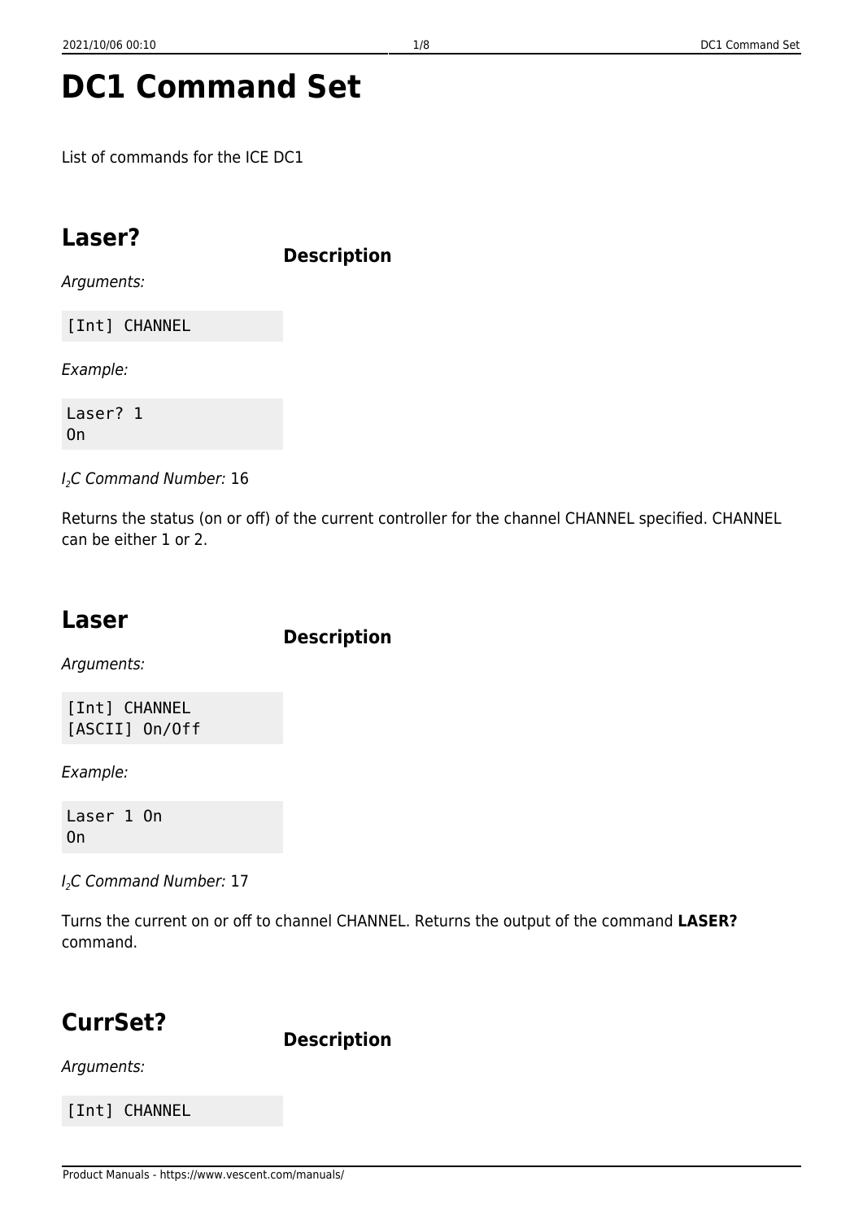# DC1 Command Set

List of commands for the ICE DC1

## Laser?

**Description**

*Arguments:*

```
[Int] CHANNEL
```

*Example:*

```
Laser? 1
On
```

*$I_2C$ Command Number:* 16

Returns the status (on or off) of the current controller for the channel CHANNEL specified. CHANNEL can be either 1 or 2.

## Laser

**Description**

*Arguments:*

```
[Int] CHANNEL
[ASCII] On/Off
```

*Example:*

```
Laser 1 On
On
```

*$I_2C$ Command Number:* 17

Turns the current on or off to channel CHANNEL. Returns the output of the command **LASER?** command.

## CurrSet?

**Description**

*Arguments:*

```
[Int] CHANNEL
```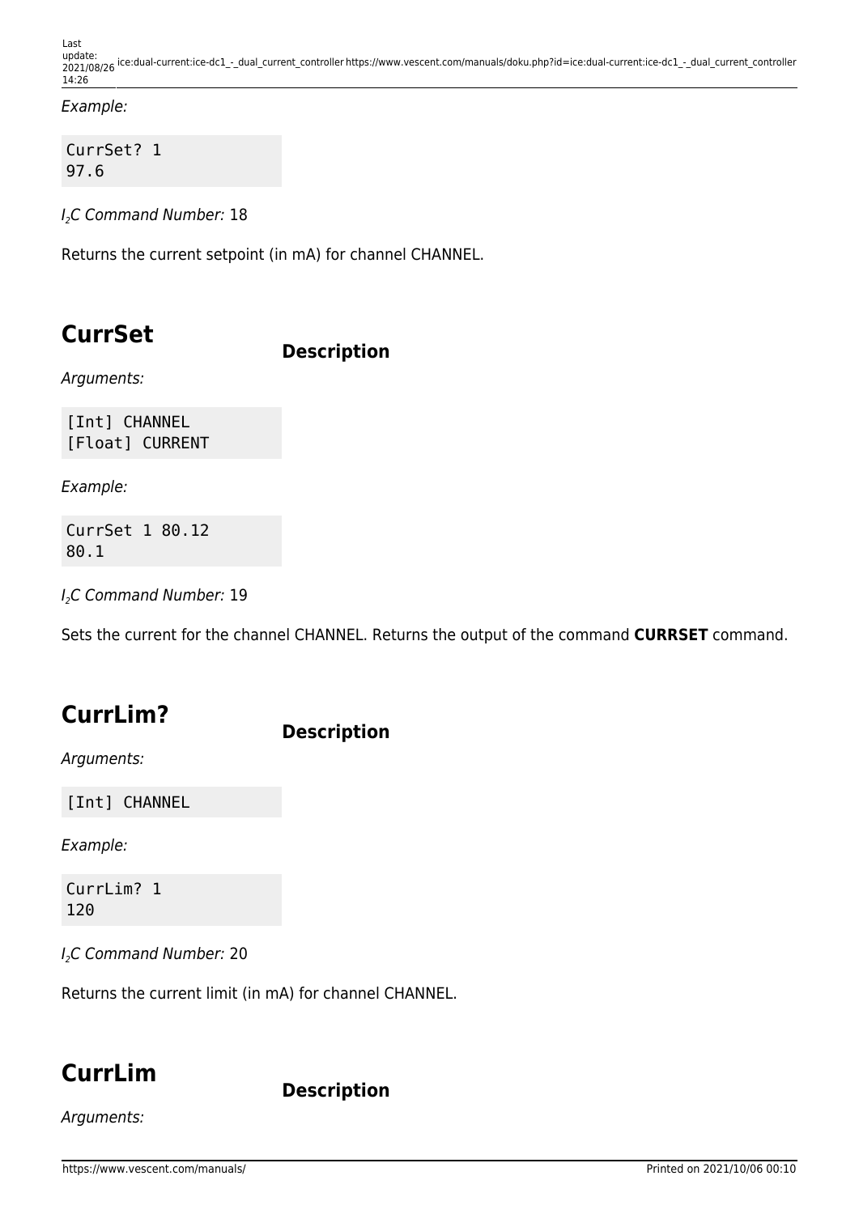*Example:*

```
CurrSet? 1
97.6
```

*$I_2C$ Command Number:* 18

Returns the current setpoint (in mA) for channel CHANNEL.

## CurrSet

### Description

*Arguments:*

```
[Int] CHANNEL
[Float] CURRENT
```

*Example:*

```
CurrSet 1 80.12
80.1
```

*$I_2C$ Command Number:* 19

Sets the current for the channel CHANNEL. Returns the output of the command **CURRSET** command.

## CurrLim?

### Description

*Arguments:*

```
[Int] CHANNEL
```

*Example:*

```
CurrLim? 1
120
```

*$I_2C$ Command Number:* 20

Returns the current limit (in mA) for channel CHANNEL.

## CurrLim

### Description

*Arguments:*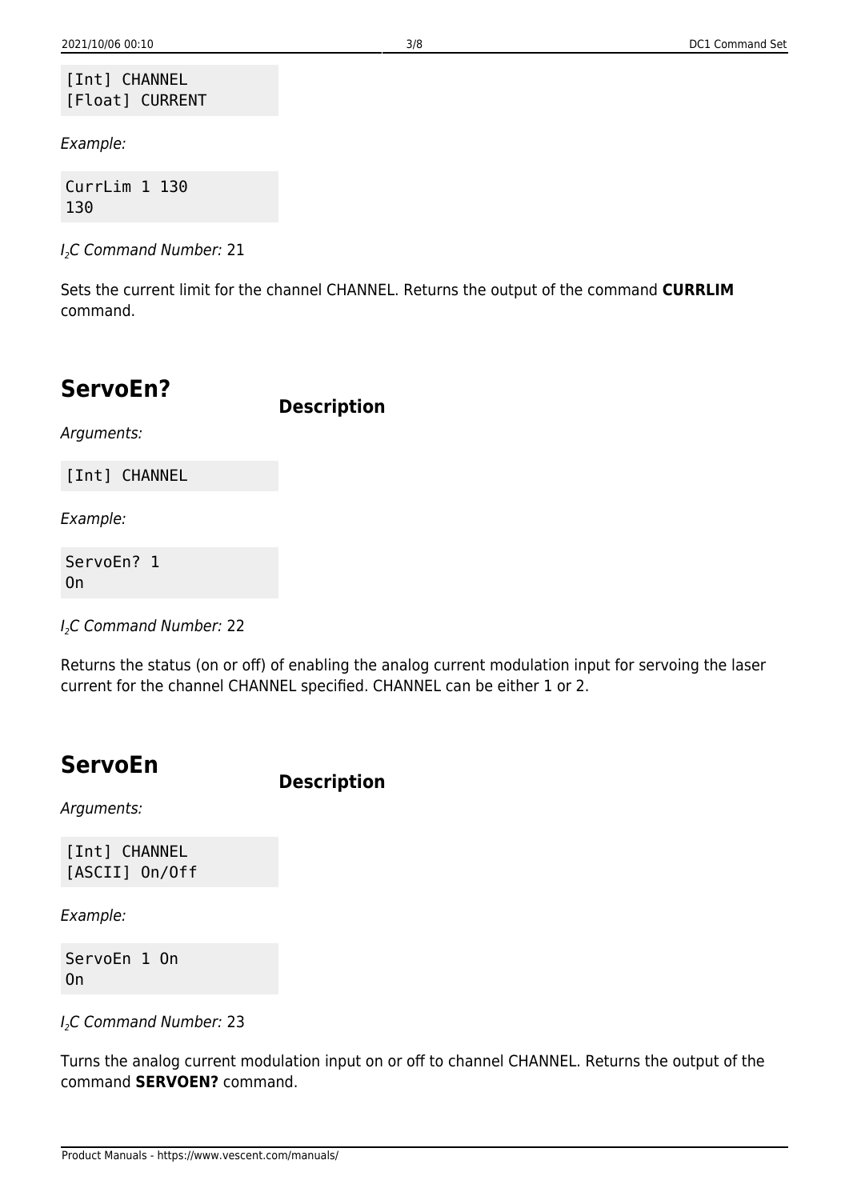```
[Int] CHANNEL
[Float] CURRENT
```

*Example:*

```
CurrLim 1 130
130
```

*$I_2C$ Command Number:* 21

Sets the current limit for the channel CHANNEL. Returns the output of the command **CURRLIM** command.

## ServoEn?

**Description**

*Arguments:*

```
[Int] CHANNEL
```

*Example:*

```
ServoEn? 1
On
```

*$I_2C$ Command Number:* 22

Returns the status (on or off) of enabling the analog current modulation input for servoing the laser current for the channel CHANNEL specified. CHANNEL can be either 1 or 2.

## ServoEn

**Description**

*Arguments:*

```
[Int] CHANNEL
[ASCII] On/Off
```

*Example:*

```
ServoEn 1 On
On
```

*$I_2C$ Command Number:* 23

Turns the analog current modulation input on or off to channel CHANNEL. Returns the output of the command **SERVOEN?** command.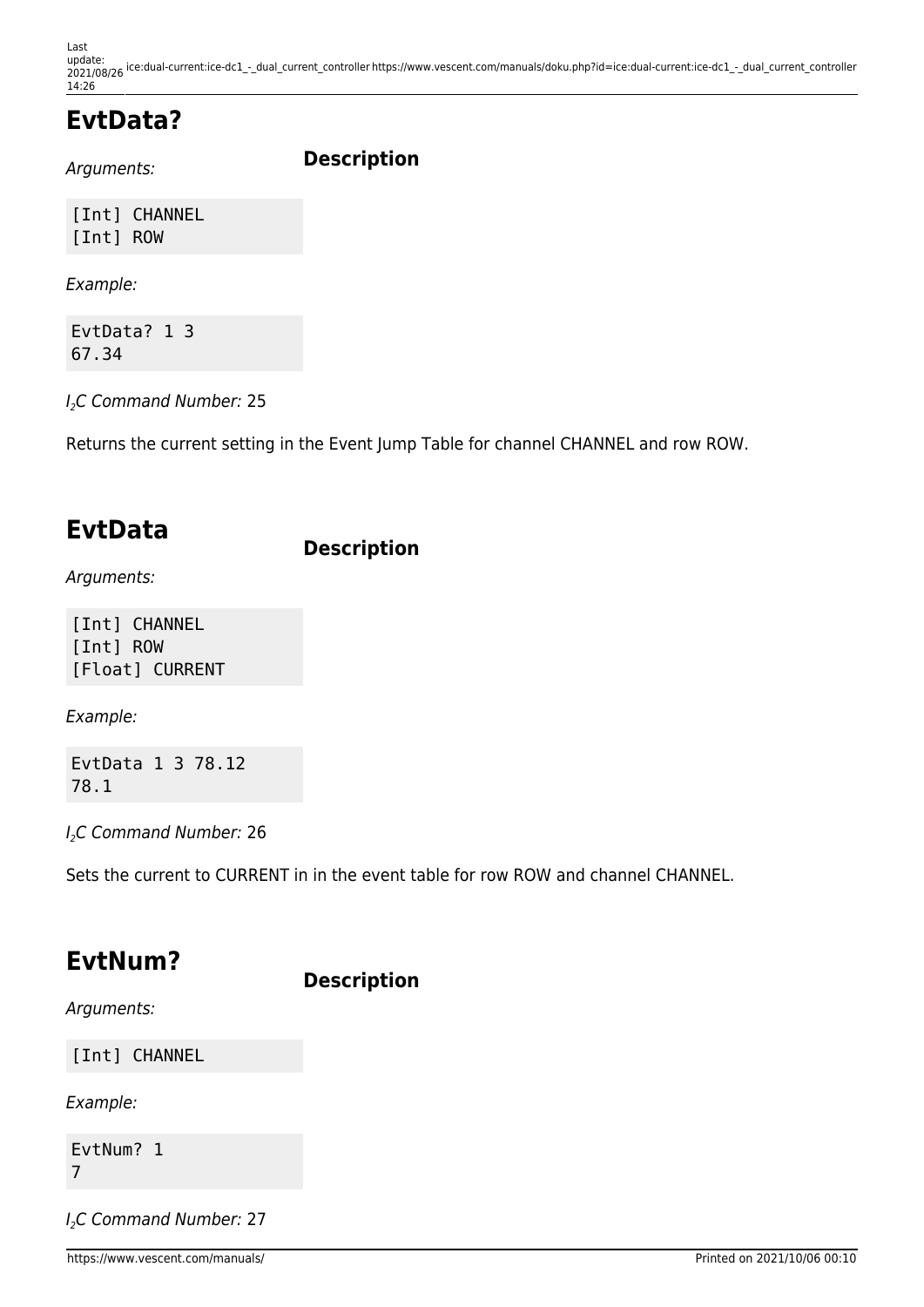## EvtData?

*Arguments:*

```
[Int] CHANNEL
[Int] ROW
```

*Example:*

```
EvtData? 1 3
67.34
```

*$I_2C$ Command Number:* 25

### Description

Returns the current setting in the Event Jump Table for channel CHANNEL and row ROW.

## EvtData

*Arguments:*

```
[Int] CHANNEL
[Int] ROW
[Float] CURRENT
```

*Example:*

```
EvtData 1 3 78.12
78.1
```

*$I_2C$ Command Number:* 26

### Description

Sets the current to CURRENT in in the event table for row ROW and channel CHANNEL.

## EvtNum?

*Arguments:*

```
[Int] CHANNEL
```

*Example:*

```
EvtNum? 1
7
```

*$I_2C$ Command Number:* 27

### Description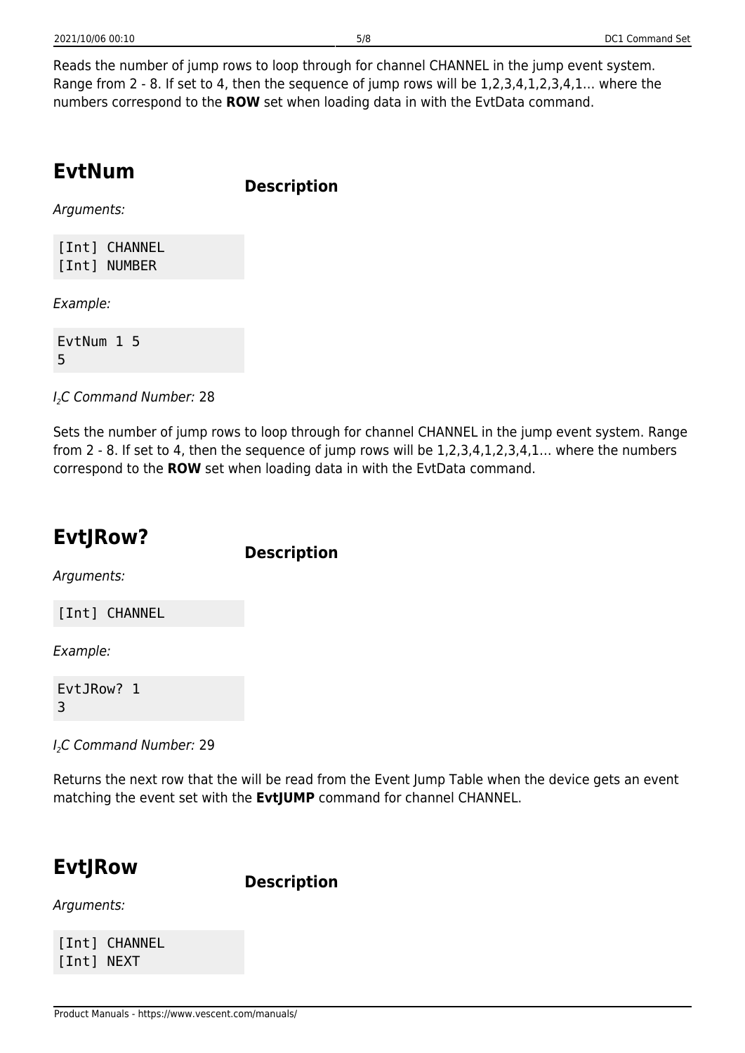Reads the number of jump rows to loop through for channel CHANNEL in the jump event system. Range from 2 - 8. If set to 4, then the sequence of jump rows will be 1,2,3,4,1,2,3,4,1… where the numbers correspond to the **ROW** set when loading data in with the EvtData command.

## EvtNum

### Description

*Arguments:*

```
[Int] CHANNEL
[Int] NUMBER
```

*Example:*

```
EvtNum 1 5
5
```

*$I_2C$ Command Number:* 28

Sets the number of jump rows to loop through for channel CHANNEL in the jump event system. Range from 2 - 8. If set to 4, then the sequence of jump rows will be 1,2,3,4,1,2,3,4,1… where the numbers correspond to the **ROW** set when loading data in with the EvtData command.

## EvtJRow?

### Description

*Arguments:*

```
[Int] CHANNEL
```

*Example:*

```
EvtJRow? 1
3
```

*$I_2C$ Command Number:* 29

Returns the next row that the will be read from the Event Jump Table when the device gets an event matching the event set with the **EvtJUMP** command for channel CHANNEL.

## EvtJRow

### Description

*Arguments:*

```
[Int] CHANNEL
[Int] NEXT
```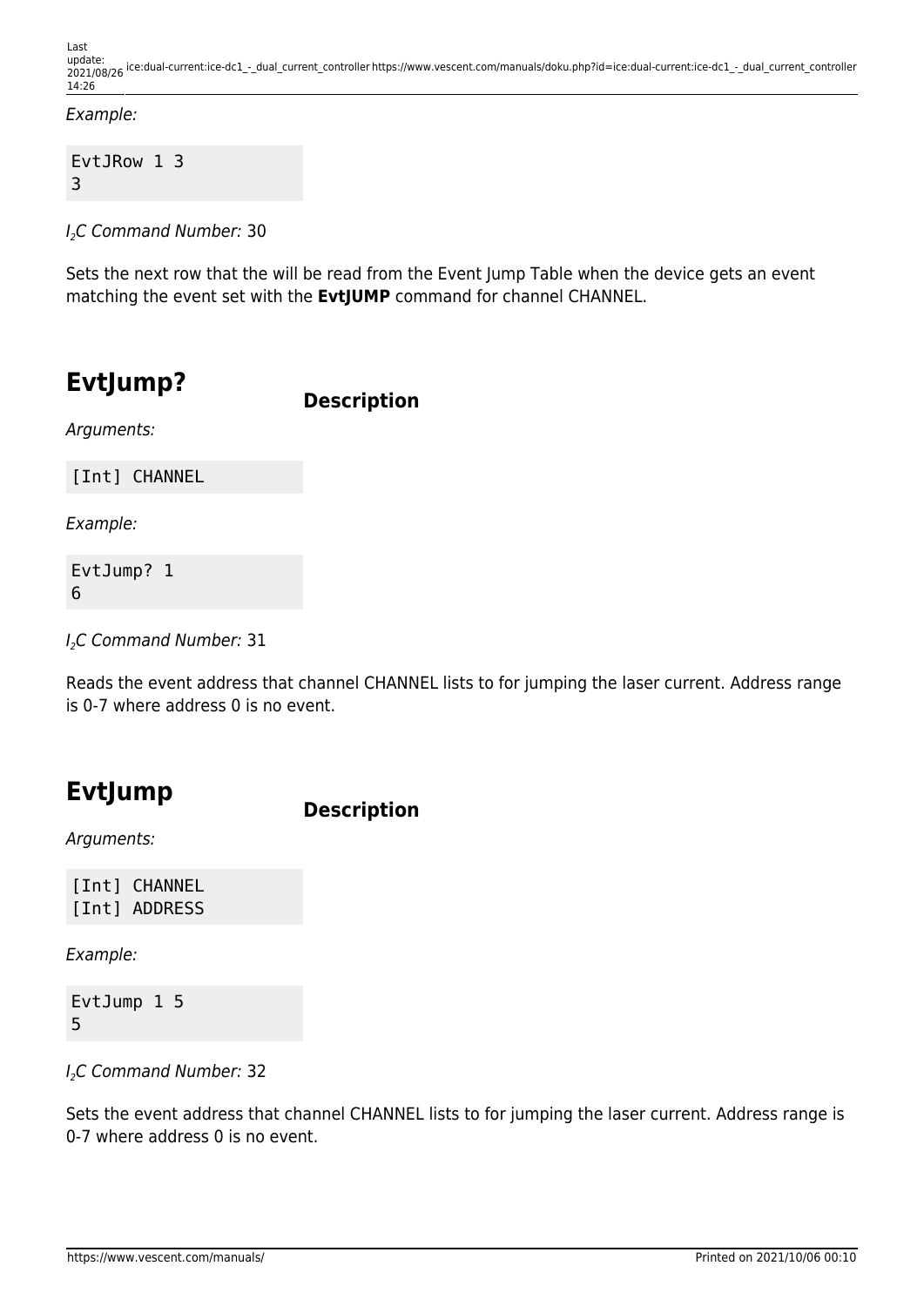*Example:*

```
EvtJRow 1 3
3
```

*$I_2C$ Command Number:* 30

Sets the next row that the will be read from the Event Jump Table when the device gets an event matching the event set with the **EvtJUMP** command for channel CHANNEL.

## EvtJump?

### Description

*Arguments:*

```
[Int] CHANNEL
```

*Example:*

```
EvtJump? 1
6
```

*$I_2C$ Command Number:* 31

Reads the event address that channel CHANNEL lists to for jumping the laser current. Address range is 0-7 where address 0 is no event.

## EvtJump

### Description

*Arguments:*

```
[Int] CHANNEL
[Int] ADDRESS
```

*Example:*

```
EvtJump 1 5
5
```

*$I_2C$ Command Number:* 32

Sets the event address that channel CHANNEL lists to for jumping the laser current. Address range is 0-7 where address 0 is no event.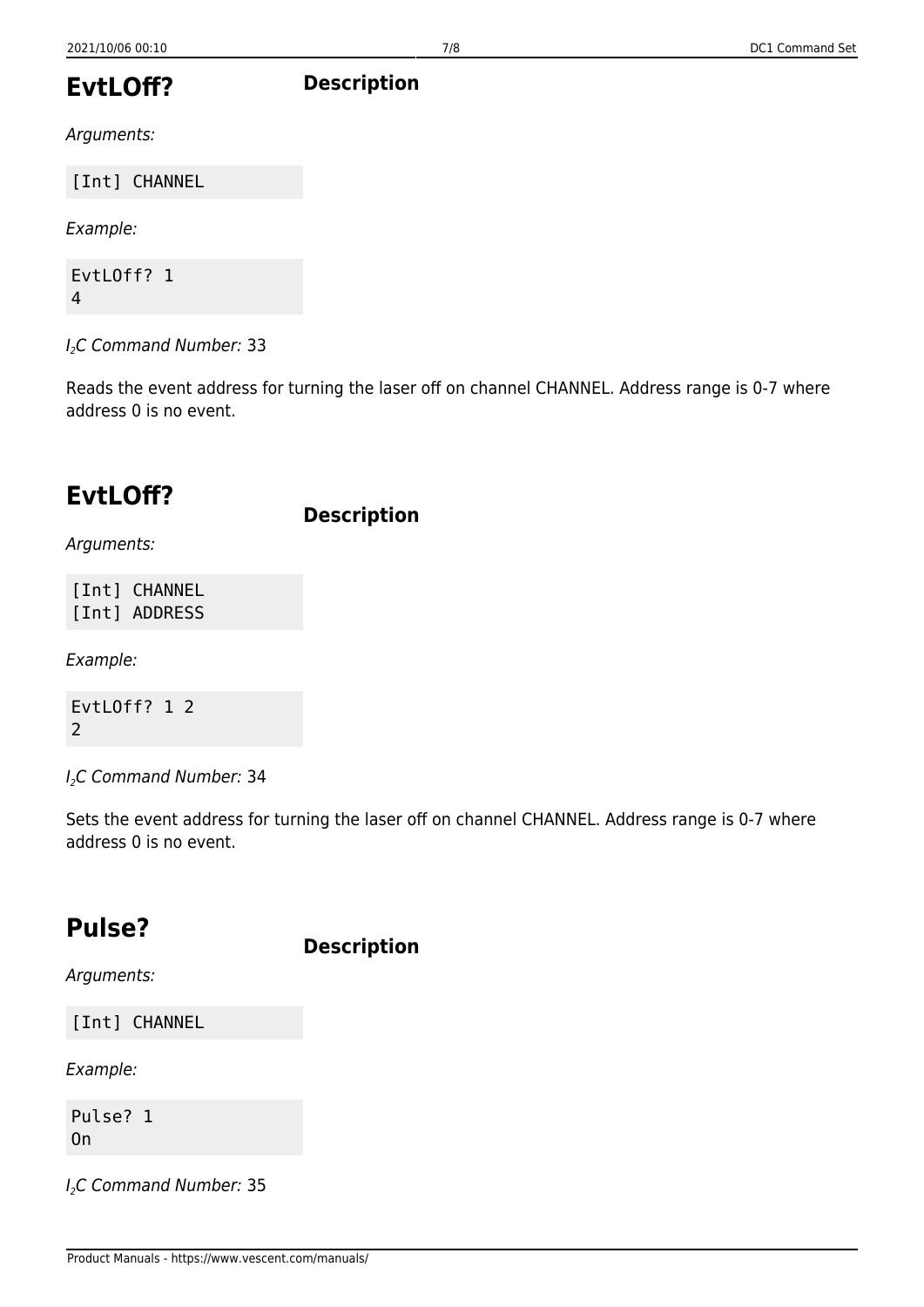## EvtLOff?

### Description

*Arguments:*

```
[Int] CHANNEL
```

*Example:*

```
EvtLOff? 1
4
```

*$I_2C$ Command Number:* 33

Reads the event address for turning the laser off on channel CHANNEL. Address range is 0-7 where address 0 is no event.

## EvtLOff?

### Description

*Arguments:*

```
[Int] CHANNEL
[Int] ADDRESS
```

*Example:*

```
EvtLOff? 1 2
2
```

*$I_2C$ Command Number:* 34

Sets the event address for turning the laser off on channel CHANNEL. Address range is 0-7 where address 0 is no event.

## Pulse?

### Description

*Arguments:*

```
[Int] CHANNEL
```

*Example:*

```
Pulse? 1
On
```

*$I_2C$ Command Number:* 35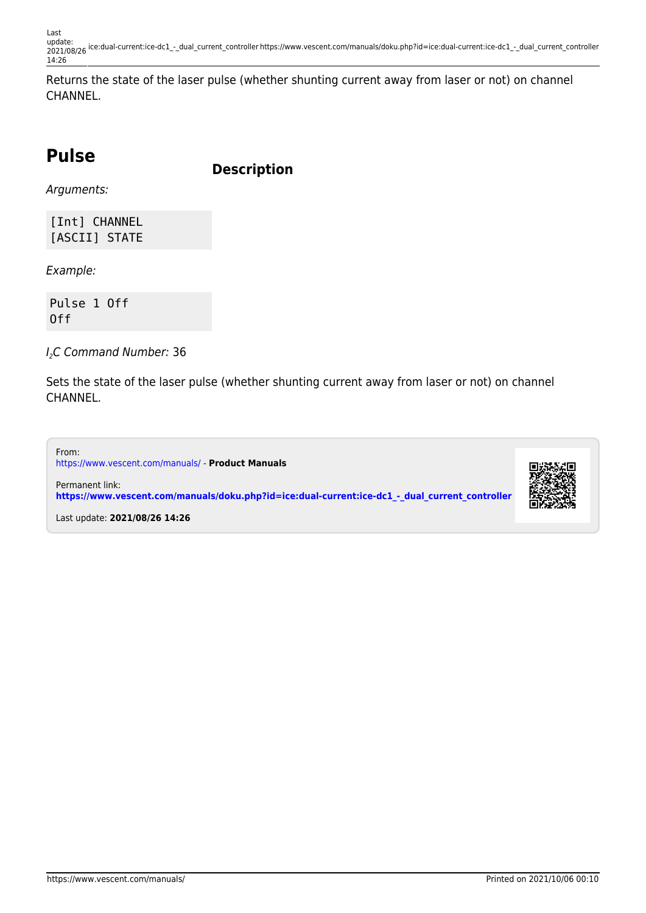Returns the state of the laser pulse (whether shunting current away from laser or not) on channel CHANNEL.

## Pulse

### Description

*Arguments:*

```
[Int] CHANNEL
[ASCII] STATE
```

*Example:*

```
Pulse 1 Off
Off
```

*$I_2C$ Command Number:* 36

Sets the state of the laser pulse (whether shunting current away from laser or not) on channel CHANNEL.

From:
https://www.vescent.com/manuals/ - **Product Manuals**

Permanent link:
**https://www.vescent.com/manuals/doku.php?id=ice:dual-current:ice-dc1_-_dual_current_controller**

Last update: **2021/08/26 14:26**